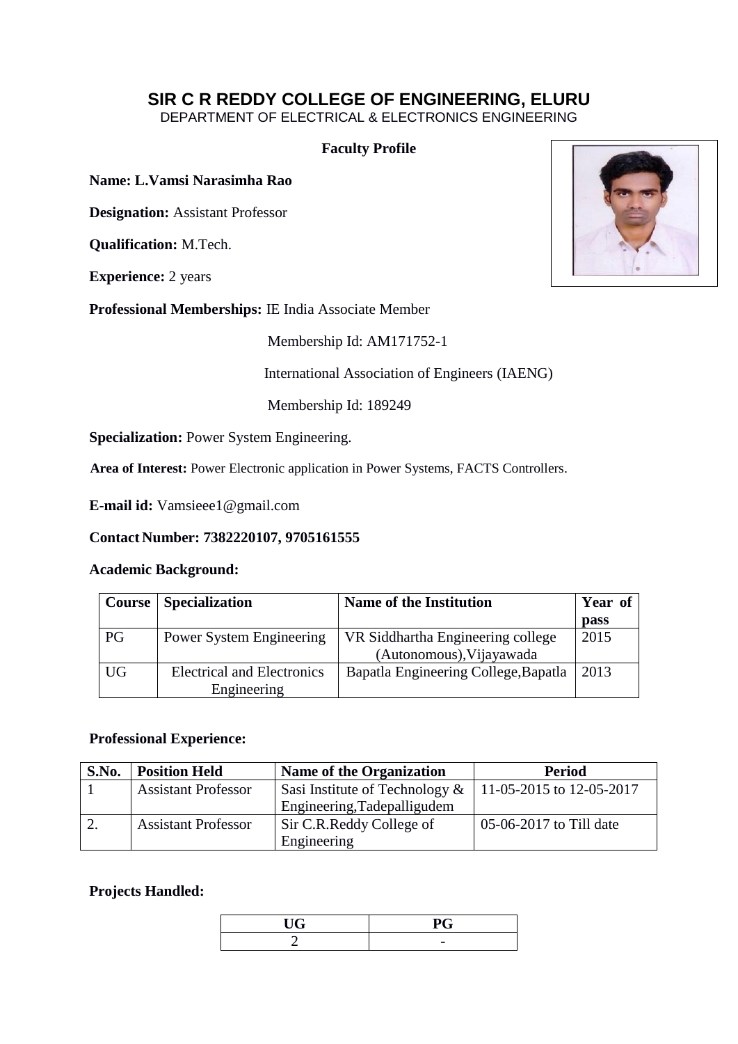# SIR C R REDDY COLLEGE OF ENGINEERING, ELURU

DEPARTMENT OF ELECTRICAL & ELECTRONICS ENGINEERING

## Faculty Profile

**Name: L.Vamsi Narasimha Rao**

**Designation:** Assistant Professor

**Qualification:** M.Tech.

**Experience:** 2 years

**Professional Memberships:** IE India Associate Member

Membership Id: AM171752-1

International Association of Engineers (IAENG)

Membership Id: 189249

**Specialization:** Power System Engineering.

**Area of Interest:** Power Electronic application in Power Systems, FACTS Controllers.

**E-mail id:** Vamsieee1@gmail.com

**Contact Number: 7382220107, 9705161555**

**Academic Background:**

| Course | Specialization | Name of the Institution | Year of pass |
|---|---|---|---|
| PG | Power System Engineering | VR Siddhartha Engineering college (Autonomous),Vijayawada | 2015 |
| UG | Electrical and Electronics Engineering | Bapatla Engineering College,Bapatla | 2013 |

**Professional Experience:**

| S.No. | Position Held | Name of the Organization | Period |
|---|---|---|---|
| 1 | Assistant Professor | Sasi Institute of Technology & Engineering,Tadepalligudem | 11-05-2015 to 12-05-2017 |
| 2. | Assistant Professor | Sir C.R.Reddy College of Engineering | 05-06-2017 to Till date |

**Projects Handled:**

| UG | PG |
|---|---|
| 2 | - |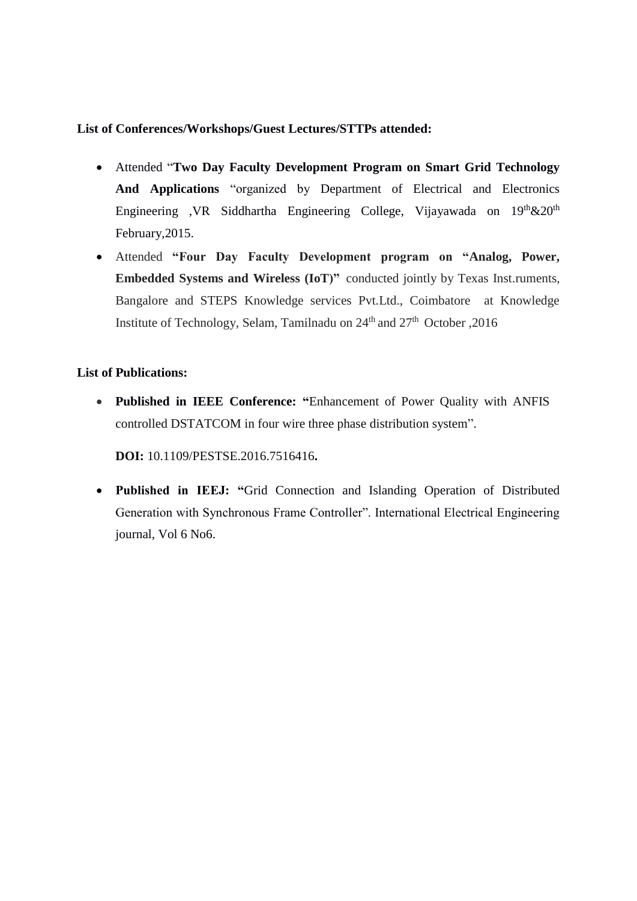**List of Conferences/Workshops/Guest Lectures/STTPs attended:**

- Attended "**Two Day Faculty Development Program on Smart Grid Technology And Applications** "organized by Department of Electrical and Electronics Engineering ,VR Siddhartha Engineering College, Vijayawada on 19th&20th February,2015.
- Attended **"Four Day Faculty Development program on "Analog, Power, Embedded Systems and Wireless (IoT)"** conducted jointly by Texas Inst.ruments, Bangalore and STEPS Knowledge services Pvt.Ltd., Coimbatore at Knowledge Institute of Technology, Selam, Tamilnadu on 24th and 27th October ,2016

**List of Publications:**

- **Published in IEEE Conference: "**Enhancement of Power Quality with ANFIS controlled DSTATCOM in four wire three phase distribution system".

  **DOI:** 10.1109/PESTSE.2016.7516416**.**

- **Published in IEEJ: "**Grid Connection and Islanding Operation of Distributed Generation with Synchronous Frame Controller". International Electrical Engineering journal, Vol 6 No6.